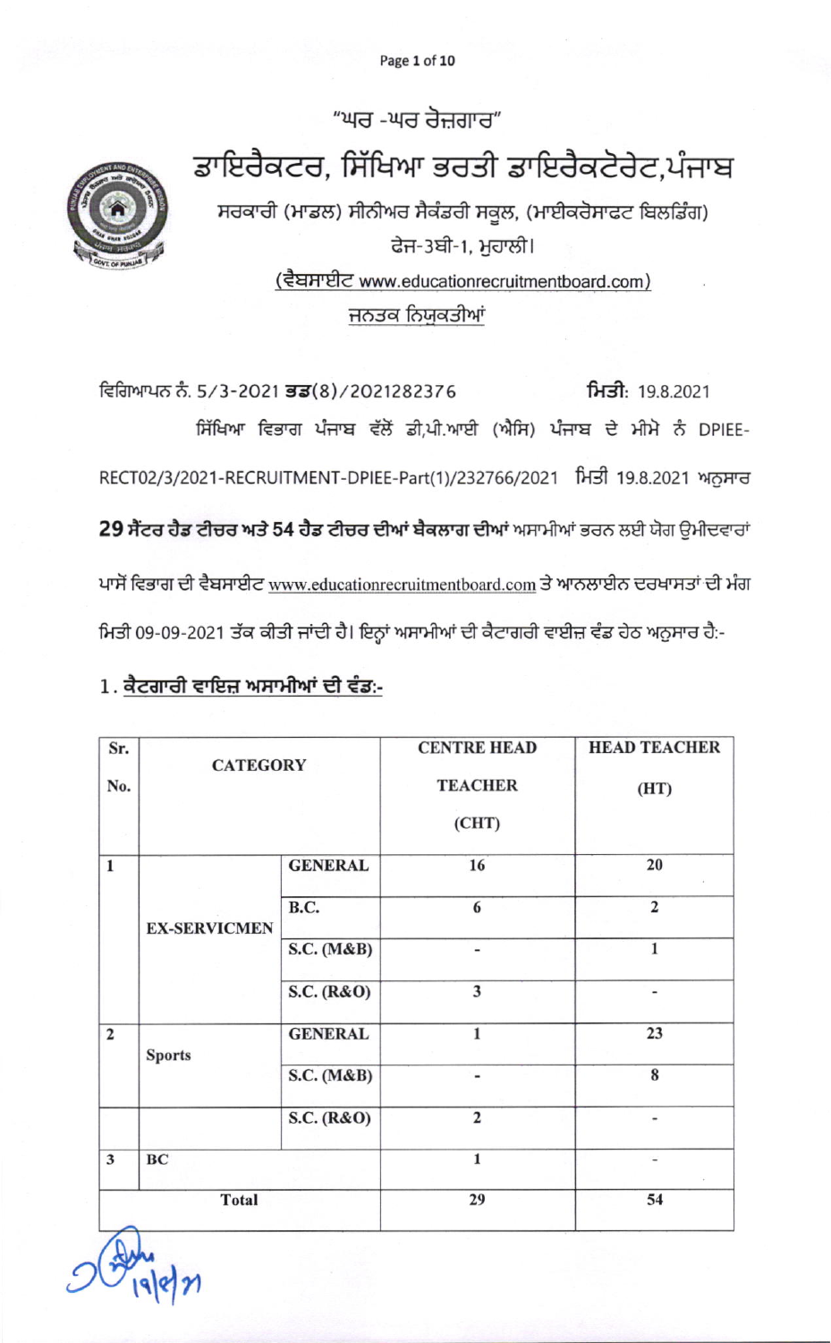"ਘਰ -ਘਰ ਰੋਜ਼ਗਾਰ"

# ਡਾਇਰੈਕਟਰ, ਸਿੱਖਿਆ ਭਰਤੀ ਡਾਇਰੈਕਟੋਰੇਟ,ਪੰਜਾਬ

ਸਰਕਾਰੀ (ਮਾਡਲ) ਸੀਨੀਅਰ ਸੈਕੰਡਰੀ ਸਕੂਲ, (ਮਾਈਕਰੋਸਾਫਟ ਬਿਲਡਿੰਗ)

ਫੇਜ-3ਬੀ-1, ਮੁਹਾਲੀ।

(ਵੈਬਸਾਈਟ www.educationrecruitmentboard.com)

ਜਨਤਕ ਨਿਯੁਕਤੀਆਂ

ਵਿਗਿਆਪਨ ਨੰ. 5/3-2021 ਭਡ(8)/2021282376 **ਮਿਤੀ**: 19.8.2021

ਸਿੱਖਿਆ ਵਿਭਾਗ ਪੰਜਾਬ ਵੱਲੋਂ ਡੀ.ਪੀ.ਆਈ (ਐਸਿ) ਪੰਜਾਬ ਦੇ ਮੀਮੋ ਨੰ DPIEE-RECT02/3/2021-RECRUITMENT-DPIEE-Part(1)/232766/2021 ਮਿਤੀ 19.8.2021 ਅਨੁਸਾਰ **29 ਸੈਂਟਰ ਹੈਡ ਟੀਚਰ ਅਤੇ 54 ਹੈਡ ਟੀਚਰ ਦੀਆਂ ਬੈਕਲਾਗ ਦੀਆਂ** ਅਸਾਮੀਆਂ ਭਰਨ ਲਈ ਯੋਗ ਉਮੀਦਵਾਰਾਂ ਪਾਸੋਂ ਵਿਭਾਗ ਦੀ ਵੈਬਸਾਈਟ www.educationrecruitmentboard.com ਤੇ ਆਨਲਾਈਨ ਦਰਖਾਸਤਾਂ ਦੀ ਮੰਗ ਮਿਤੀ 09-09-2021 ਤੱਕ ਕੀਤੀ ਜਾਂਦੀ ਹੈ। ਇਨ੍ਹਾਂ ਅਸਾਮੀਆਂ ਦੀ ਕੈਟਾਗਰੀ ਵਾਈਜ਼ ਵੰਡ ਹੇਠ ਅਨੁਸਾਰ ਹੈ:-

## 1. ਕੈਟਗਾਰੀ ਵਾਇਜ਼ ਅਸਾਮੀਆਂ ਦੀ ਵੰਡ:-

| Sr. No. | CATEGORY | | CENTRE HEAD TEACHER (CHT) | HEAD TEACHER (HT) |
|---|---|---|---|---|
| 1 | EX-SERVICMEN | GENERAL | 16 | 20 |
| | | B.C. | 6 | 2 |
| | | S.C. (M&B) | - | 1 |
| | | S.C. (R&O) | 3 | - |
| 2 | Sports | GENERAL | 1 | 23 |
| | | S.C. (M&B) | - | 8 |
| | | S.C. (R&O) | 2 | - |
| 3 | BC | | 1 | - |
| | Total | | 29 | 54 |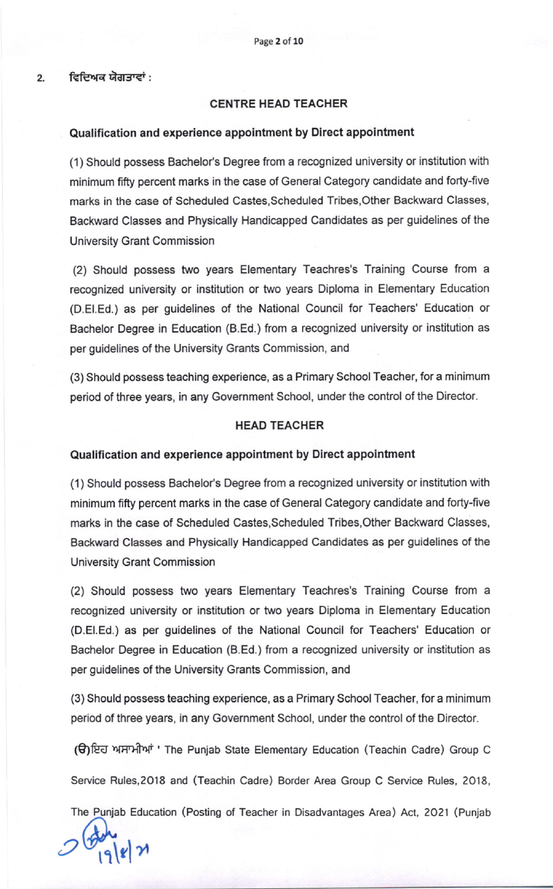2. ਵਿਦਿਅਕ ਯੋਗਤਾਵਾਂ :

### CENTRE HEAD TEACHER

**Qualification and experience appointment by Direct appointment**

(1) Should possess Bachelor's Degree from a recognized university or institution with minimum fifty percent marks in the case of General Category candidate and forty-five marks in the case of Scheduled Castes,Scheduled Tribes,Other Backward Classes, Backward Classes and Physically Handicapped Candidates as per guidelines of the University Grant Commission

(2) Should possess two years Elementary Teachres's Training Course from a recognized university or institution or two years Diploma in Elementary Education (D.El.Ed.) as per guidelines of the National Council for Teachers' Education or Bachelor Degree in Education (B.Ed.) from a recognized university or institution as per guidelines of the University Grants Commission, and

(3) Should possess teaching experience, as a Primary School Teacher, for a minimum period of three years, in any Government School, under the control of the Director.

### HEAD TEACHER

**Qualification and experience appointment by Direct appointment**

(1) Should possess Bachelor's Degree from a recognized university or institution with minimum fifty percent marks in the case of General Category candidate and forty-five marks in the case of Scheduled Castes,Scheduled Tribes,Other Backward Classes, Backward Classes and Physically Handicapped Candidates as per guidelines of the University Grant Commission

(2) Should possess two years Elementary Teachres's Training Course from a recognized university or institution or two years Diploma in Elementary Education (D.El.Ed.) as per guidelines of the National Council for Teachers' Education or Bachelor Degree in Education (B.Ed.) from a recognized university or institution as per guidelines of the University Grants Commission, and

(3) Should possess teaching experience, as a Primary School Teacher, for a minimum period of three years, in any Government School, under the control of the Director.

(ੳ)ਇਹ ਅਸਾਮੀਆਂ ' The Punjab State Elementary Education (Teachin Cadre) Group C Service Rules,2018 and (Teachin Cadre) Border Area Group C Service Rules, 2018, The Punjab Education (Posting of Teacher in Disadvantages Area) Act, 2021 (Punjab

19/8/21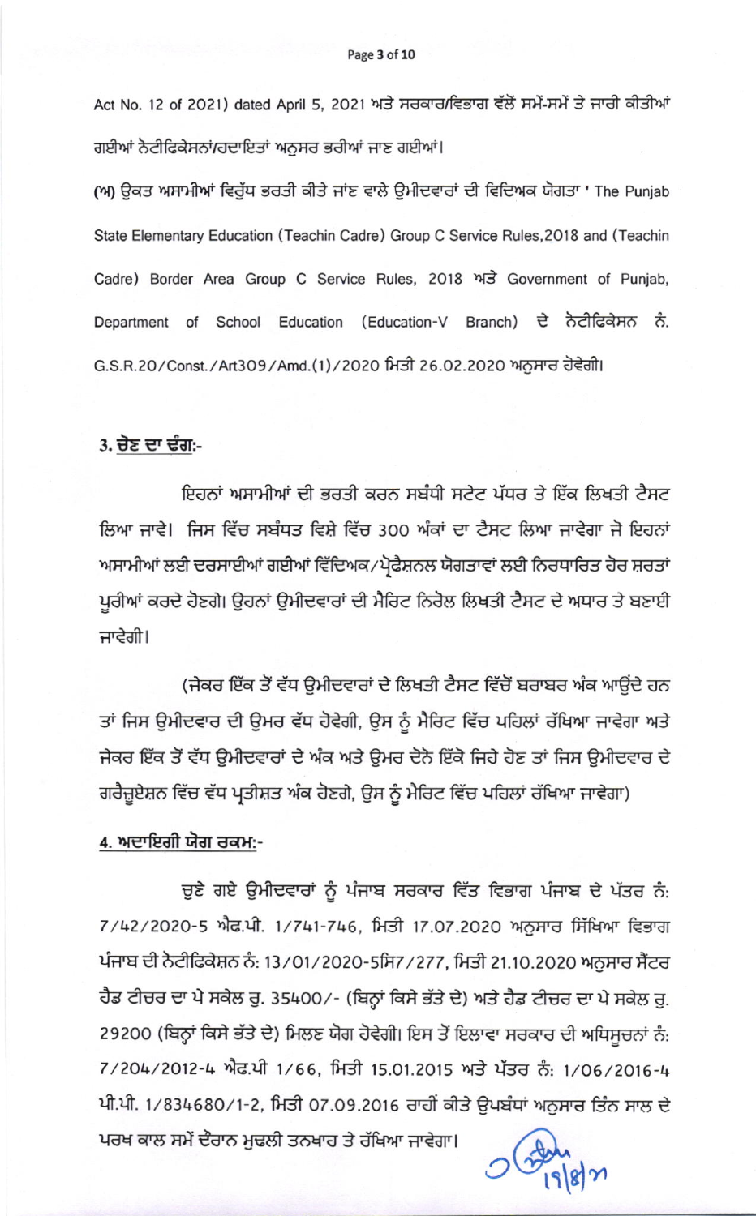Act No. 12 of 2021) dated April 5, 2021 ਅਤੇ ਸਰਕਾਰ/ਵਿਭਾਗ ਵੱਲੋਂ ਸਮੇਂ-ਸਮੇਂ ਤੇ ਜਾਰੀ ਕੀਤੀਆਂ ਗਈਆਂ ਨੋਟੀਫਿਕੇਸਨਾਂ/ਹਦਾਇਤਾਂ ਅਨੁਸਰ ਭਰੀਆਂ ਜਾਣ ਗਈਆਂ।

(ਅ) ਉਕਤ ਅਸਾਮੀਆਂ ਵਿਰੁੱਧ ਭਰਤੀ ਕੀਤੇ ਜਾਂਣ ਵਾਲੇ ਉਮੀਦਵਾਰਾਂ ਦੀ ਵਿਦਿਅਕ ਯੋਗਤਾ ' The Punjab State Elementary Education (Teachin Cadre) Group C Service Rules,2018 and (Teachin Cadre) Border Area Group C Service Rules, 2018 ਅਤੇ Government of Punjab, Department of School Education (Education-V Branch) ਦੇ ਨੋਟੀਫਿਕੇਸਨ ਨੰ. G.S.R.20/Const./Art309/Amd.(1)/2020 ਮਿਤੀ 26.02.2020 ਅਨੁਸਾਰ ਹੋਵੇਗੀ।

## 3. ਚੋਣ ਦਾ ਢੰਗ:-

ਇਹਨਾਂ ਅਸਾਮੀਆਂ ਦੀ ਭਰਤੀ ਕਰਨ ਸਬੰਧੀ ਸਟੇਟ ਪੱਧਰ ਤੇ ਇੱਕ ਲਿਖਤੀ ਟੈਸਟ ਲਿਆ ਜਾਵੇ। ਜਿਸ ਵਿੱਚ ਸਬੰਧਤ ਵਿਸ਼ੇ ਵਿੱਚ 300 ਅੰਕਾਂ ਦਾ ਟੈਸਟ ਲਿਆ ਜਾਵੇਗਾ ਜੋ ਇਹਨਾਂ ਅਸਾਮੀਆਂ ਲਈ ਦਰਸਾਈਆਂ ਗਈਆਂ ਵਿੱਦਿਅਕ/ਪ੍ਰੋਫੈਸ਼ਨਲ ਯੋਗਤਾਵਾਂ ਲਈ ਨਿਰਧਾਰਿਤ ਹੋਰ ਸ਼ਰਤਾਂ ਪੂਰੀਆਂ ਕਰਦੇ ਹੋਣਗੇ। ਉਹਨਾਂ ਉਮੀਦਵਾਰਾਂ ਦੀ ਮੈਰਿਟ ਨਿਰੋਲ ਲਿਖਤੀ ਟੈਸਟ ਦੇ ਅਧਾਰ ਤੇ ਬਣਾਈ ਜਾਵੇਗੀ।

(ਜੇਕਰ ਇੱਕ ਤੋਂ ਵੱਧ ਉਮੀਦਵਾਰਾਂ ਦੇ ਲਿਖਤੀ ਟੈਸਟ ਵਿੱਚੋਂ ਬਰਾਬਰ ਅੰਕ ਆਉਂਦੇ ਹਨ ਤਾਂ ਜਿਸ ਉਮੀਦਵਾਰ ਦੀ ਉਮਰ ਵੱਧ ਹੋਵੇਗੀ, ਉਸ ਨੂੰ ਮੈਰਿਟ ਵਿੱਚ ਪਹਿਲਾਂ ਰੱਖਿਆ ਜਾਵੇਗਾ ਅਤੇ ਜੇਕਰ ਇੱਕ ਤੋਂ ਵੱਧ ਉਮੀਦਵਾਰਾਂ ਦੇ ਅੰਕ ਅਤੇ ਉਮਰ ਦੋਨੋ ਇੱਕੋ ਜਿਹੇ ਹੋਣ ਤਾਂ ਜਿਸ ਉਮੀਦਵਾਰ ਦੇ ਗਰੈਜੂਏਸ਼ਨ ਵਿੱਚ ਵੱਧ ਪ੍ਰਤੀਸ਼ਤ ਅੰਕ ਹੋਣਗੇ, ਉਸ ਨੂੰ ਮੈਰਿਟ ਵਿੱਚ ਪਹਿਲਾਂ ਰੱਖਿਆ ਜਾਵੇਗਾ)

## 4. ਅਦਾਇਗੀ ਯੋਗ ਰਕਮ:-

ਚੁਣੇ ਗਏ ਉਮੀਦਵਾਰਾਂ ਨੂੰ ਪੰਜਾਬ ਸਰਕਾਰ ਵਿੱਤ ਵਿਭਾਗ ਪੰਜਾਬ ਦੇ ਪੱਤਰ ਨੰ: 7/42/2020-5 ਐਫ.ਪੀ. 1/741-746, ਮਿਤੀ 17.07.2020 ਅਨੁਸਾਰ ਸਿੱਖਿਆ ਵਿਭਾਗ ਪੰਜਾਬ ਦੀ ਨੋਟੀਫਿਕੇਸ਼ਨ ਨੰ: 13/01/2020-5ਸਿ7/277, ਮਿਤੀ 21.10.2020 ਅਨੁਸਾਰ ਸੈਂਟਰ ਹੈਡ ਟੀਚਰ ਦਾ ਪੇ ਸਕੇਲ ਰੁ. 35400/- (ਬਿਨ੍ਹਾਂ ਕਿਸੇ ਭੱਤੇ ਦੇ) ਅਤੇ ਹੈਡ ਟੀਚਰ ਦਾ ਪੇ ਸਕੇਲ ਰੁ. 29200 (ਬਿਨ੍ਹਾਂ ਕਿਸੇ ਭੱਤੇ ਦੇ) ਮਿਲਣ ਯੋਗ ਹੋਵੇਗੀ। ਇਸ ਤੋਂ ਇਲਾਵਾ ਸਰਕਾਰ ਦੀ ਅਧਿਸੂਚਨਾਂ ਨੰ: 7/204/2012-4 ਐਫ.ਪੀ 1/66, ਮਿਤੀ 15.01.2015 ਅਤੇ ਪੱਤਰ ਨੰ: 1/06/2016-4 ਪੀ.ਪੀ. 1/834680/1-2, ਮਿਤੀ 07.09.2016 ਰਾਹੀਂ ਕੀਤੇ ਉਪਬੰਧਾਂ ਅਨੁਸਾਰ ਤਿੰਨ ਸਾਲ ਦੇ ਪਰਖ ਕਾਲ ਸਮੇਂ ਦੌਰਾਨ ਮੁਢਲੀ ਤਨਖਾਹ ਤੇ ਰੱਖਿਆ ਜਾਵੇਗਾ।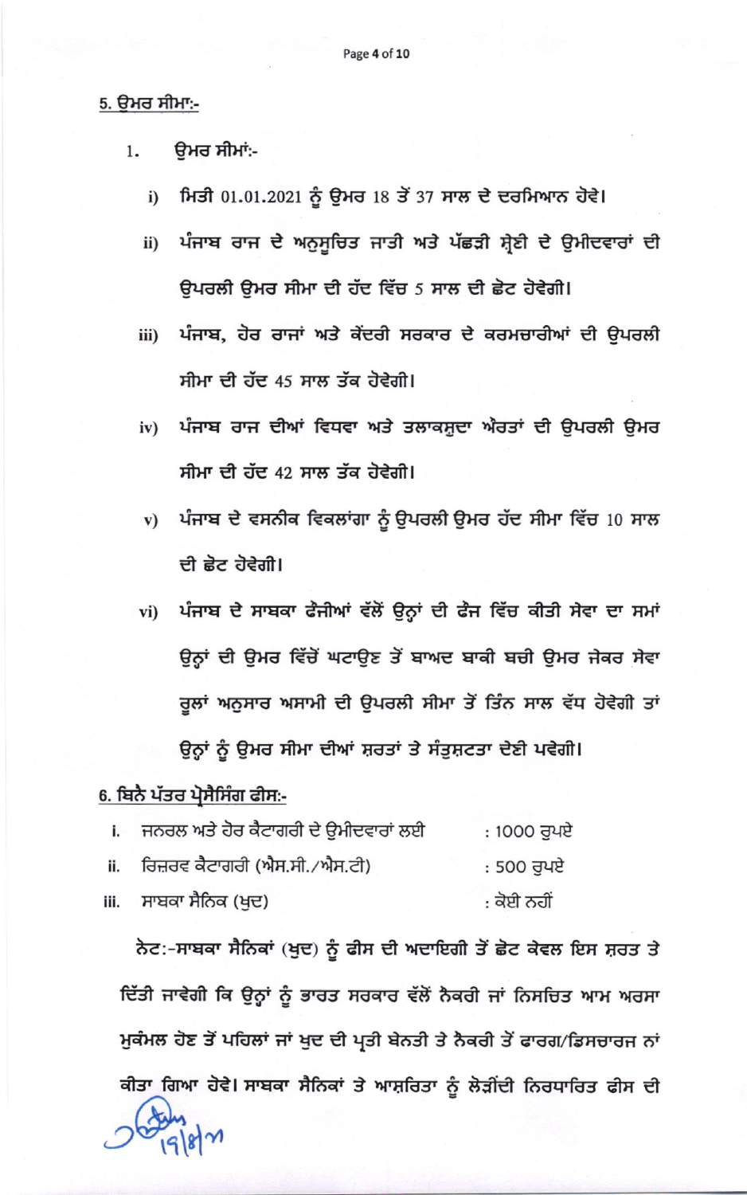## 5. ਉਮਰ ਸੀਮਾ:-

1. ਉਮਰ ਸੀਮਾਂ:-

   i) ਮਿਤੀ 01.01.2021 ਨੂੰ ਉਮਰ 18 ਤੋਂ 37 ਸਾਲ ਦੇ ਦਰਮਿਆਨ ਹੋਵੇ।

   ii) ਪੰਜਾਬ ਰਾਜ ਦੇ ਅਨੁਸੂਚਿਤ ਜਾਤੀ ਅਤੇ ਪੱਛੜੀ ਸ਼੍ਰੇਣੀ ਦੇ ਉਮੀਦਵਾਰਾਂ ਦੀ ਉਪਰਲੀ ਉਮਰ ਸੀਮਾ ਦੀ ਹੱਦ ਵਿੱਚ 5 ਸਾਲ ਦੀ ਛੋਟ ਹੋਵੇਗੀ।

   iii) ਪੰਜਾਬ, ਹੋਰ ਰਾਜਾਂ ਅਤੇ ਕੇਂਦਰੀ ਸਰਕਾਰ ਦੇ ਕਰਮਚਾਰੀਆਂ ਦੀ ਉਪਰਲੀ ਸੀਮਾ ਦੀ ਹੱਦ 45 ਸਾਲ ਤੱਕ ਹੋਵੇਗੀ।

   iv) ਪੰਜਾਬ ਰਾਜ ਦੀਆਂ ਵਿਧਵਾ ਅਤੇ ਤਲਾਕਸ਼ੁਦਾ ਔਰਤਾਂ ਦੀ ਉਪਰਲੀ ਉਮਰ ਸੀਮਾ ਦੀ ਹੱਦ 42 ਸਾਲ ਤੱਕ ਹੋਵੇਗੀ।

   v) ਪੰਜਾਬ ਦੇ ਵਸਨੀਕ ਵਿਕਲਾਂਗਾ ਨੂੰ ਉਪਰਲੀ ਉਮਰ ਹੱਦ ਸੀਮਾ ਵਿੱਚ 10 ਸਾਲ ਦੀ ਛੋਟ ਹੋਵੇਗੀ।

   vi) ਪੰਜਾਬ ਦੇ ਸਾਬਕਾ ਫੌਜੀਆਂ ਵੱਲੋਂ ਉਨ੍ਹਾਂ ਦੀ ਫੌਜ ਵਿੱਚ ਕੀਤੀ ਸੇਵਾ ਦਾ ਸਮਾਂ ਉਨ੍ਹਾਂ ਦੀ ਉਮਰ ਵਿੱਚੋਂ ਘਟਾਉਣ ਤੋਂ ਬਾਅਦ ਬਾਕੀ ਬਚੀ ਉਮਰ ਜੇਕਰ ਸੇਵਾ ਰੂਲਾਂ ਅਨੁਸਾਰ ਅਸਾਮੀ ਦੀ ਉਪਰਲੀ ਸੀਮਾ ਤੋਂ ਤਿੰਨ ਸਾਲ ਵੱਧ ਹੋਵੇਗੀ ਤਾਂ ਉਨ੍ਹਾਂ ਨੂੰ ਉਮਰ ਸੀਮਾ ਦੀਆਂ ਸ਼ਰਤਾਂ ਤੇ ਸੰਤੁਸ਼ਟਤਾ ਦੇਣੀ ਪਵੇਗੀ।

## 6. ਬਿਨੈ ਪੱਤਰ ਪ੍ਰੋਸੈਸਿੰਗ ਫੀਸ:-

| | | |
|---|---|---|
| i. | ਜਨਰਲ ਅਤੇ ਹੋਰ ਕੈਟਾਗਰੀ ਦੇ ਉਮੀਦਵਾਰਾਂ ਲਈ | : 1000 ਰੁਪਏ |
| ii. | ਰਿਜ਼ਰਵ ਕੈਟਾਗਰੀ (ਐਸ.ਸੀ./ਐਸ.ਟੀ) | : 500 ਰੁਪਏ |
| iii. | ਸਾਬਕਾ ਸੈਨਿਕ (ਖੁਦ) | : ਕੋਈ ਨਹੀਂ |

ਨੋਟ:-ਸਾਬਕਾ ਸੈਨਿਕਾਂ (ਖੁਦ) ਨੂੰ ਫੀਸ ਦੀ ਅਦਾਇਗੀ ਤੋਂ ਛੋਟ ਕੇਵਲ ਇਸ ਸ਼ਰਤ ਤੇ ਦਿੱਤੀ ਜਾਵੇਗੀ ਕਿ ਉਨ੍ਹਾਂ ਨੂੰ ਭਾਰਤ ਸਰਕਾਰ ਵੱਲੋਂ ਨੌਕਰੀ ਜਾਂ ਨਿਸਚਿਤ ਆਮ ਅਰਸਾ ਮੁਕੰਮਲ ਹੋਣ ਤੋਂ ਪਹਿਲਾਂ ਜਾਂ ਖੁਦ ਦੀ ਪ੍ਰਤੀ ਬੇਨਤੀ ਤੇ ਨੌਕਰੀ ਤੋਂ ਫਾਰਗ/ਡਿਸਚਾਰਜ ਨਾਂ ਕੀਤਾ ਗਿਆ ਹੋਵੇ। ਸਾਬਕਾ ਸੈਨਿਕਾਂ ਤੇ ਆਸ਼ਰਿਤਾ ਨੂੰ ਲੋੜੀਂਦੀ ਨਿਰਧਾਰਿਤ ਫੀਸ ਦੀ